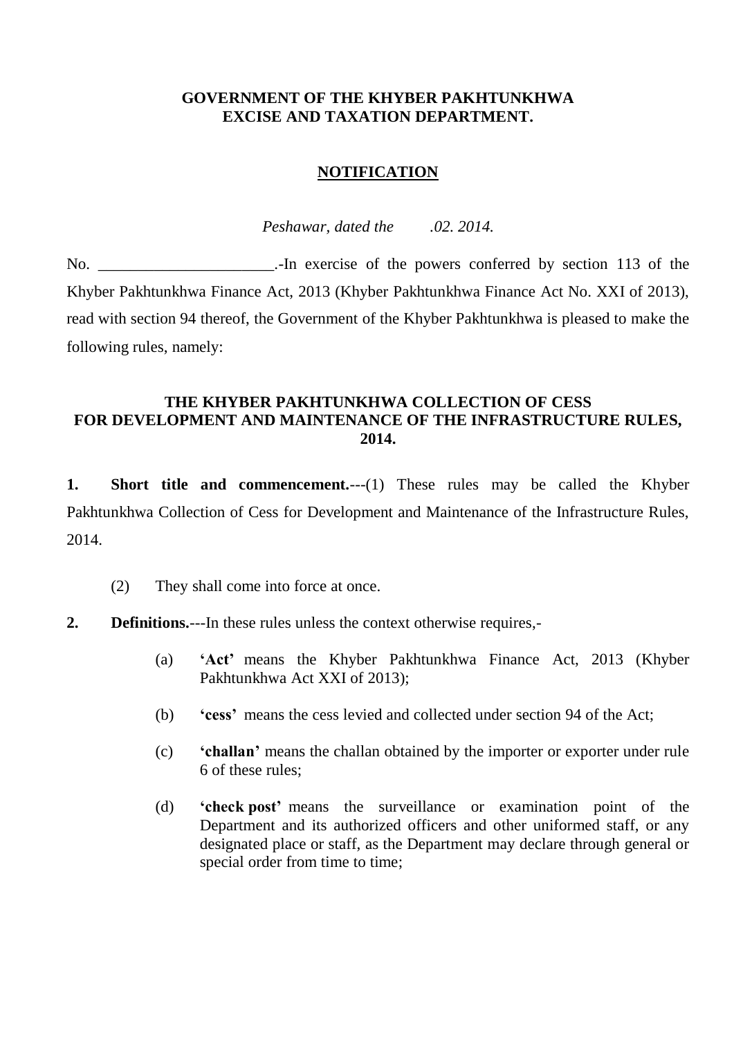**GOVERNMENT OF THE KHYBER PAKHTUNKHWA**
**EXCISE AND TAXATION DEPARTMENT.**

**NOTIFICATION**

*Peshawar, dated the .02. 2014.*

No. ______________________.-In exercise of the powers conferred by section 113 of the Khyber Pakhtunkhwa Finance Act, 2013 (Khyber Pakhtunkhwa Finance Act No. XXI of 2013), read with section 94 thereof, the Government of the Khyber Pakhtunkhwa is pleased to make the following rules, namely:

**THE KHYBER PAKHTUNKHWA COLLECTION OF CESS FOR DEVELOPMENT AND MAINTENANCE OF THE INFRASTRUCTURE RULES, 2014.**

**1. Short title and commencement.**---(1) These rules may be called the Khyber Pakhtunkhwa Collection of Cess for Development and Maintenance of the Infrastructure Rules, 2014.

(2) They shall come into force at once.

**2. Definitions.**---In these rules unless the context otherwise requires,-

(a) **'Act'** means the Khyber Pakhtunkhwa Finance Act, 2013 (Khyber Pakhtunkhwa Act XXI of 2013);

(b) **'cess'** means the cess levied and collected under section 94 of the Act;

(c) **'challan'** means the challan obtained by the importer or exporter under rule 6 of these rules;

(d) **'check post'** means the surveillance or examination point of the Department and its authorized officers and other uniformed staff, or any designated place or staff, as the Department may declare through general or special order from time to time;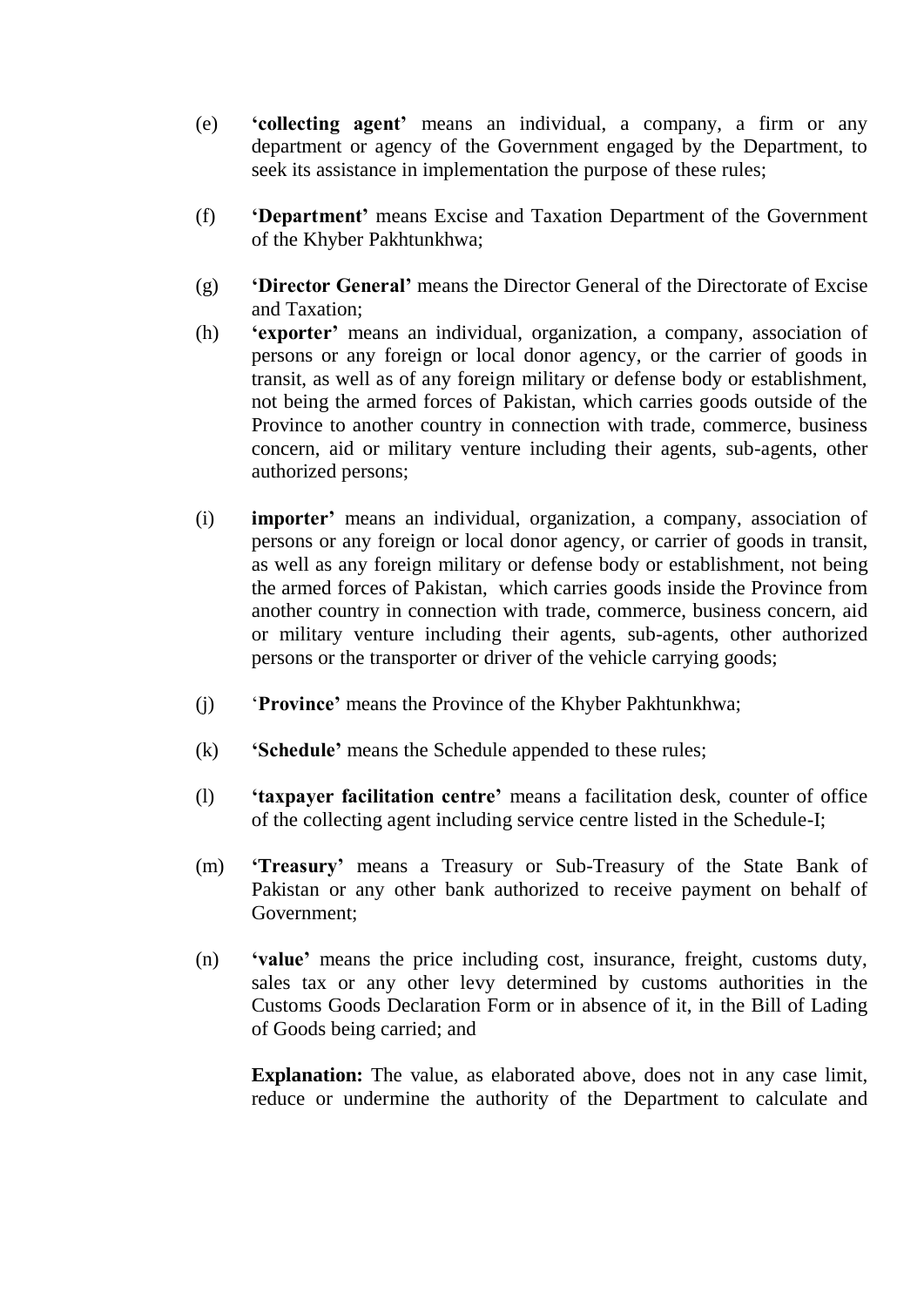(e) **'collecting agent'** means an individual, a company, a firm or any department or agency of the Government engaged by the Department, to seek its assistance in implementation the purpose of these rules;

(f) **'Department'** means Excise and Taxation Department of the Government of the Khyber Pakhtunkhwa;

(g) **'Director General'** means the Director General of the Directorate of Excise and Taxation;

(h) **'exporter'** means an individual, organization, a company, association of persons or any foreign or local donor agency, or the carrier of goods in transit, as well as of any foreign military or defense body or establishment, not being the armed forces of Pakistan, which carries goods outside of the Province to another country in connection with trade, commerce, business concern, aid or military venture including their agents, sub-agents, other authorized persons;

(i) **importer'** means an individual, organization, a company, association of persons or any foreign or local donor agency, or carrier of goods in transit, as well as any foreign military or defense body or establishment, not being the armed forces of Pakistan, which carries goods inside the Province from another country in connection with trade, commerce, business concern, aid or military venture including their agents, sub-agents, other authorized persons or the transporter or driver of the vehicle carrying goods;

(j) '**Province'** means the Province of the Khyber Pakhtunkhwa;

(k) **'Schedule'** means the Schedule appended to these rules;

(l) **'taxpayer facilitation centre'** means a facilitation desk, counter of office of the collecting agent including service centre listed in the Schedule-I;

(m) **'Treasury'** means a Treasury or Sub-Treasury of the State Bank of Pakistan or any other bank authorized to receive payment on behalf of Government;

(n) **'value'** means the price including cost, insurance, freight, customs duty, sales tax or any other levy determined by customs authorities in the Customs Goods Declaration Form or in absence of it, in the Bill of Lading of Goods being carried; and

**Explanation:** The value, as elaborated above, does not in any case limit, reduce or undermine the authority of the Department to calculate and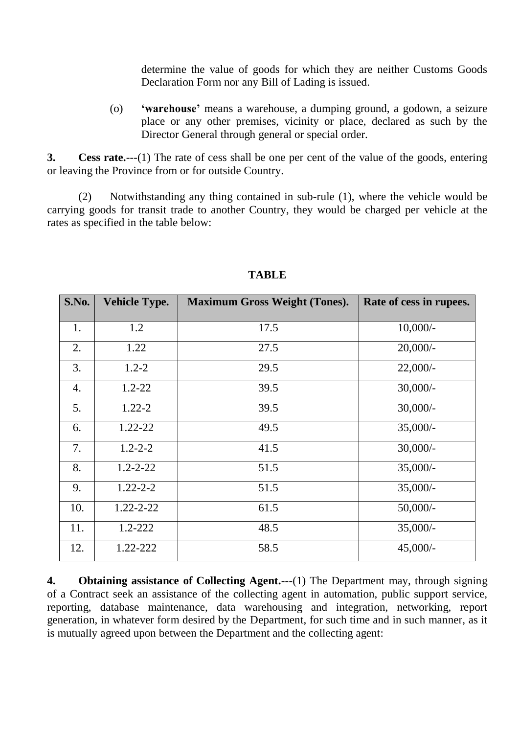determine the value of goods for which they are neither Customs Goods Declaration Form nor any Bill of Lading is issued.

(o) **'warehouse'** means a warehouse, a dumping ground, a godown, a seizure place or any other premises, vicinity or place, declared as such by the Director General through general or special order.

**3. Cess rate.**---(1) The rate of cess shall be one per cent of the value of the goods, entering or leaving the Province from or for outside Country.

(2) Notwithstanding any thing contained in sub-rule (1), where the vehicle would be carrying goods for transit trade to another Country, they would be charged per vehicle at the rates as specified in the table below:

**TABLE**

| S.No. | Vehicle Type. | Maximum Gross Weight (Tones). | Rate of cess in rupees. |
|---|---|---|---|
| 1. | 1.2 | 17.5 | 10,000/- |
| 2. | 1.22 | 27.5 | 20,000/- |
| 3. | 1.2-2 | 29.5 | 22,000/- |
| 4. | 1.2-22 | 39.5 | 30,000/- |
| 5. | 1.22-2 | 39.5 | 30,000/- |
| 6. | 1.22-22 | 49.5 | 35,000/- |
| 7. | 1.2-2-2 | 41.5 | 30,000/- |
| 8. | 1.2-2-22 | 51.5 | 35,000/- |
| 9. | 1.22-2-2 | 51.5 | 35,000/- |
| 10. | 1.22-2-22 | 61.5 | 50,000/- |
| 11. | 1.2-222 | 48.5 | 35,000/- |
| 12. | 1.22-222 | 58.5 | 45,000/- |

**4. Obtaining assistance of Collecting Agent.**---(1) The Department may, through signing of a Contract seek an assistance of the collecting agent in automation, public support service, reporting, database maintenance, data warehousing and integration, networking, report generation, in whatever form desired by the Department, for such time and in such manner, as it is mutually agreed upon between the Department and the collecting agent: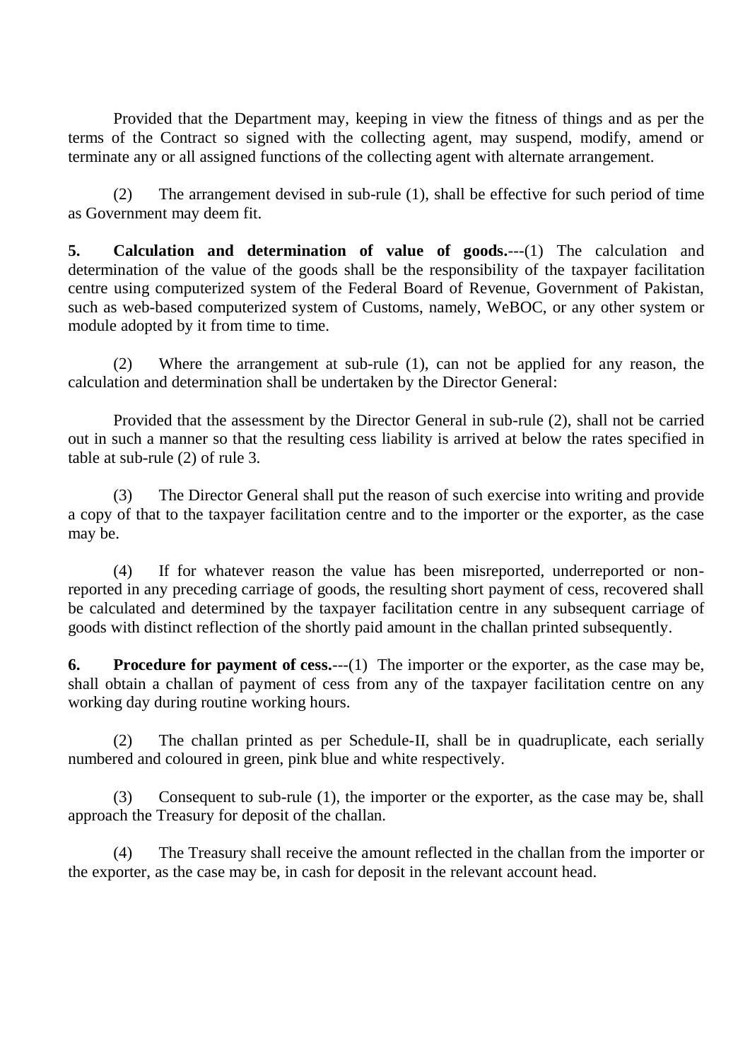Provided that the Department may, keeping in view the fitness of things and as per the terms of the Contract so signed with the collecting agent, may suspend, modify, amend or terminate any or all assigned functions of the collecting agent with alternate arrangement.

(2) The arrangement devised in sub-rule (1), shall be effective for such period of time as Government may deem fit.

**5. Calculation and determination of value of goods.**---(1) The calculation and determination of the value of the goods shall be the responsibility of the taxpayer facilitation centre using computerized system of the Federal Board of Revenue, Government of Pakistan, such as web-based computerized system of Customs, namely, WeBOC, or any other system or module adopted by it from time to time.

(2) Where the arrangement at sub-rule (1), can not be applied for any reason, the calculation and determination shall be undertaken by the Director General:

Provided that the assessment by the Director General in sub-rule (2), shall not be carried out in such a manner so that the resulting cess liability is arrived at below the rates specified in table at sub-rule (2) of rule 3.

(3) The Director General shall put the reason of such exercise into writing and provide a copy of that to the taxpayer facilitation centre and to the importer or the exporter, as the case may be.

(4) If for whatever reason the value has been misreported, underreported or non-reported in any preceding carriage of goods, the resulting short payment of cess, recovered shall be calculated and determined by the taxpayer facilitation centre in any subsequent carriage of goods with distinct reflection of the shortly paid amount in the challan printed subsequently.

**6. Procedure for payment of cess.**---(1) The importer or the exporter, as the case may be, shall obtain a challan of payment of cess from any of the taxpayer facilitation centre on any working day during routine working hours.

(2) The challan printed as per Schedule-II, shall be in quadruplicate, each serially numbered and coloured in green, pink blue and white respectively.

(3) Consequent to sub-rule (1), the importer or the exporter, as the case may be, shall approach the Treasury for deposit of the challan.

(4) The Treasury shall receive the amount reflected in the challan from the importer or the exporter, as the case may be, in cash for deposit in the relevant account head.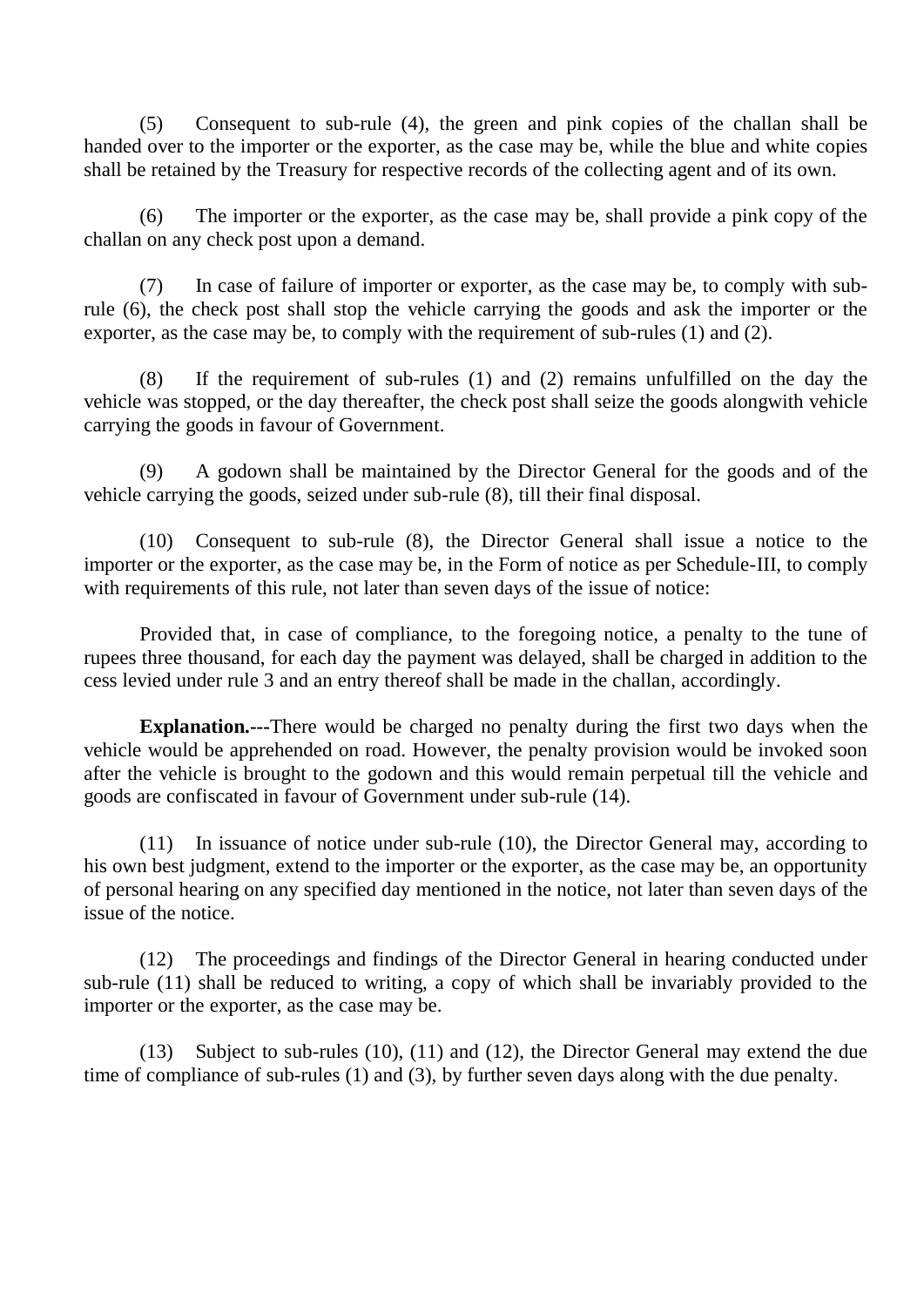(5) Consequent to sub-rule (4), the green and pink copies of the challan shall be handed over to the importer or the exporter, as the case may be, while the blue and white copies shall be retained by the Treasury for respective records of the collecting agent and of its own.

(6) The importer or the exporter, as the case may be, shall provide a pink copy of the challan on any check post upon a demand.

(7) In case of failure of importer or exporter, as the case may be, to comply with sub-rule (6), the check post shall stop the vehicle carrying the goods and ask the importer or the exporter, as the case may be, to comply with the requirement of sub-rules (1) and (2).

(8) If the requirement of sub-rules (1) and (2) remains unfulfilled on the day the vehicle was stopped, or the day thereafter, the check post shall seize the goods alongwith vehicle carrying the goods in favour of Government.

(9) A godown shall be maintained by the Director General for the goods and of the vehicle carrying the goods, seized under sub-rule (8), till their final disposal.

(10) Consequent to sub-rule (8), the Director General shall issue a notice to the importer or the exporter, as the case may be, in the Form of notice as per Schedule-III, to comply with requirements of this rule, not later than seven days of the issue of notice:

Provided that, in case of compliance, to the foregoing notice, a penalty to the tune of rupees three thousand, for each day the payment was delayed, shall be charged in addition to the cess levied under rule 3 and an entry thereof shall be made in the challan, accordingly.

**Explanation.---**There would be charged no penalty during the first two days when the vehicle would be apprehended on road. However, the penalty provision would be invoked soon after the vehicle is brought to the godown and this would remain perpetual till the vehicle and goods are confiscated in favour of Government under sub-rule (14).

(11) In issuance of notice under sub-rule (10), the Director General may, according to his own best judgment, extend to the importer or the exporter, as the case may be, an opportunity of personal hearing on any specified day mentioned in the notice, not later than seven days of the issue of the notice.

(12) The proceedings and findings of the Director General in hearing conducted under sub-rule (11) shall be reduced to writing, a copy of which shall be invariably provided to the importer or the exporter, as the case may be.

(13) Subject to sub-rules (10), (11) and (12), the Director General may extend the due time of compliance of sub-rules (1) and (3), by further seven days along with the due penalty.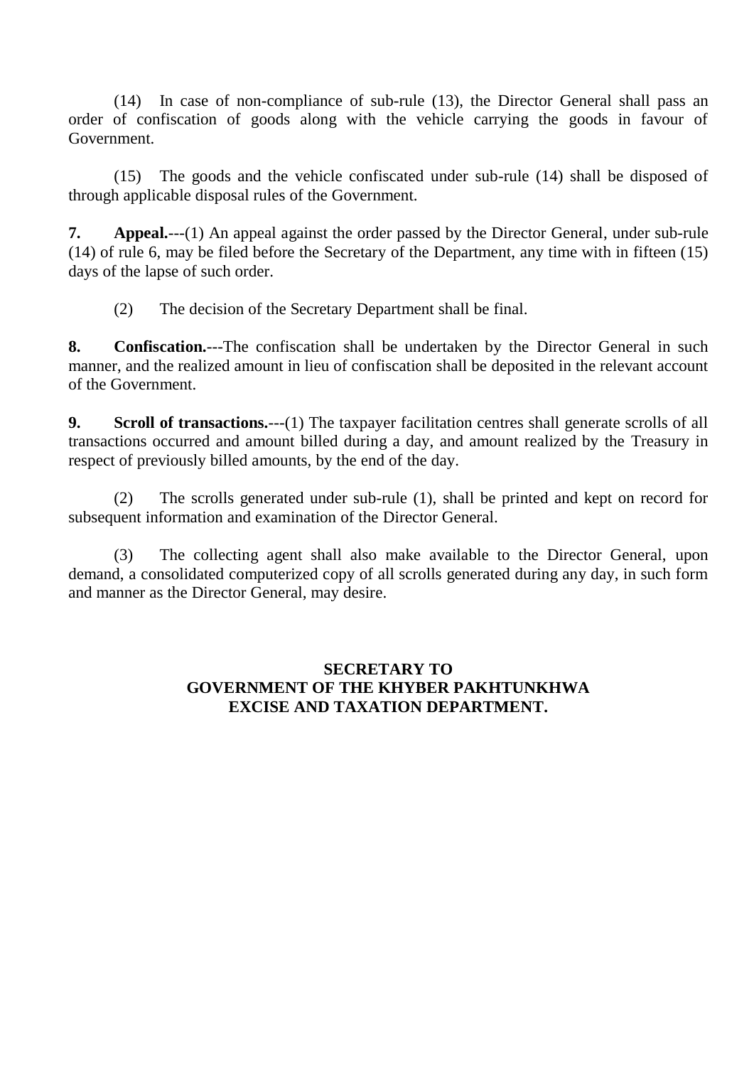(14) In case of non-compliance of sub-rule (13), the Director General shall pass an order of confiscation of goods along with the vehicle carrying the goods in favour of Government.

(15) The goods and the vehicle confiscated under sub-rule (14) shall be disposed of through applicable disposal rules of the Government.

**7. Appeal.**---(1) An appeal against the order passed by the Director General, under sub-rule (14) of rule 6, may be filed before the Secretary of the Department, any time with in fifteen (15) days of the lapse of such order.

(2) The decision of the Secretary Department shall be final.

**8. Confiscation.**---The confiscation shall be undertaken by the Director General in such manner, and the realized amount in lieu of confiscation shall be deposited in the relevant account of the Government.

**9. Scroll of transactions.**---(1) The taxpayer facilitation centres shall generate scrolls of all transactions occurred and amount billed during a day, and amount realized by the Treasury in respect of previously billed amounts, by the end of the day.

(2) The scrolls generated under sub-rule (1), shall be printed and kept on record for subsequent information and examination of the Director General.

(3) The collecting agent shall also make available to the Director General, upon demand, a consolidated computerized copy of all scrolls generated during any day, in such form and manner as the Director General, may desire.

**SECRETARY TO**
**GOVERNMENT OF THE KHYBER PAKHTUNKHWA**
**EXCISE AND TAXATION DEPARTMENT.**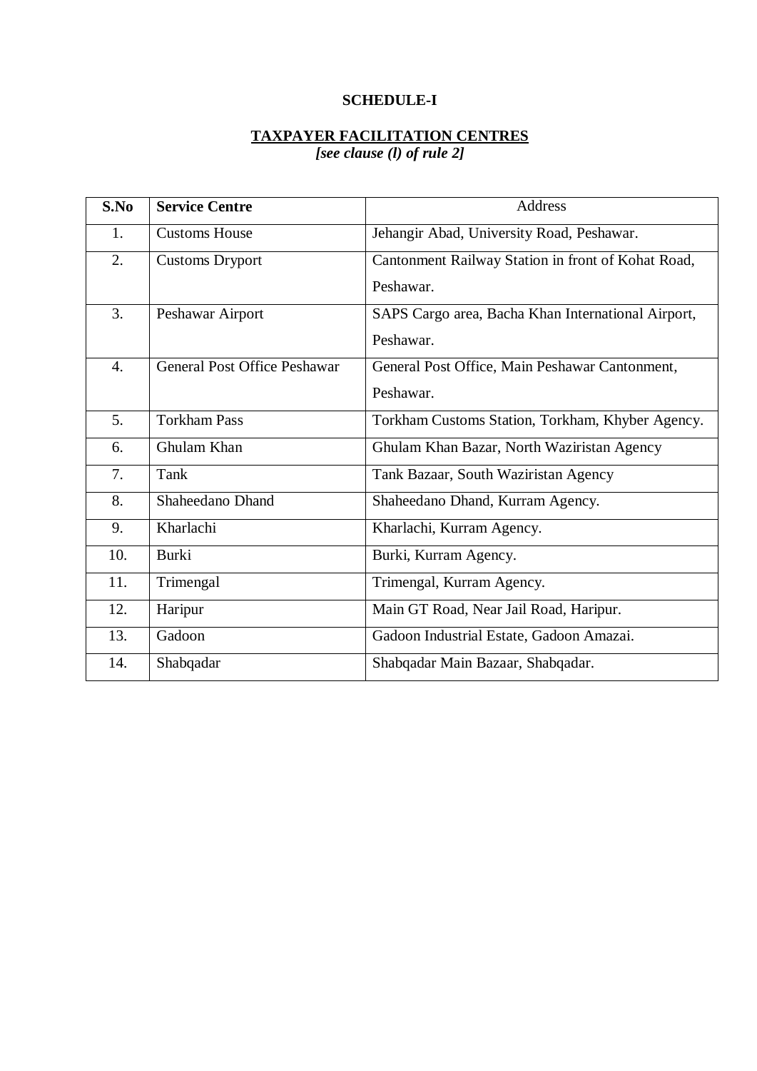**SCHEDULE-I**

**TAXPAYER FACILITATION CENTRES**
***[see clause (l) of rule 2]***

| **S.No** | **Service Centre** | Address |
|---|---|---|
| 1. | Customs House | Jehangir Abad, University Road, Peshawar. |
| 2. | Customs Dryport | Cantonment Railway Station in front of Kohat Road, Peshawar. |
| 3. | Peshawar Airport | SAPS Cargo area, Bacha Khan International Airport, Peshawar. |
| 4. | General Post Office Peshawar | General Post Office, Main Peshawar Cantonment, Peshawar. |
| 5. | Torkham Pass | Torkham Customs Station, Torkham, Khyber Agency. |
| 6. | Ghulam Khan | Ghulam Khan Bazar, North Waziristan Agency |
| 7. | Tank | Tank Bazaar, South Waziristan Agency |
| 8. | Shaheedano Dhand | Shaheedano Dhand, Kurram Agency. |
| 9. | Kharlachi | Kharlachi, Kurram Agency. |
| 10. | Burki | Burki, Kurram Agency. |
| 11. | Trimengal | Trimengal, Kurram Agency. |
| 12. | Haripur | Main GT Road, Near Jail Road, Haripur. |
| 13. | Gadoon | Gadoon Industrial Estate, Gadoon Amazai. |
| 14. | Shabqadar | Shabqadar Main Bazaar, Shabqadar. |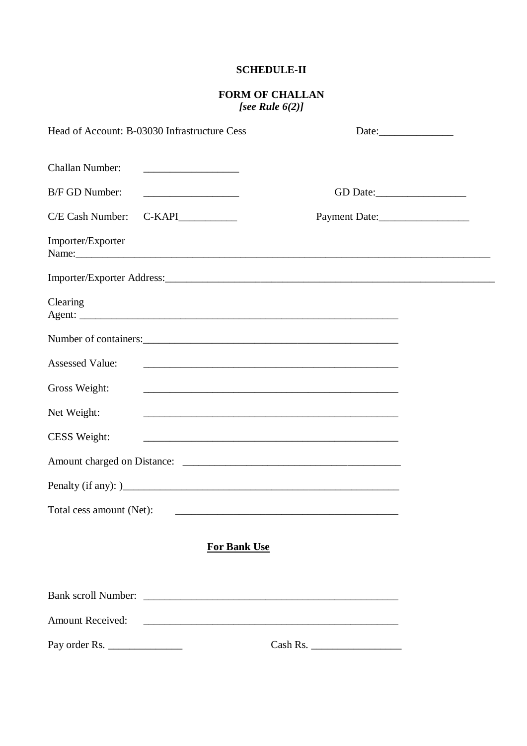**SCHEDULE-II**

**FORM OF CHALLAN**
***[see Rule 6(2)]***

Head of Account: B-03030 Infrastructure Cess Date:______________

Challan Number: __________________

B/F GD Number: __________________ GD Date:_________________

C/E Cash Number: C-KAPI___________ Payment Date:_________________

Importer/Exporter Name:_____________________________________________________________________________

Importer/Exporter Address:_______________________________________________________________

Clearing Agent: ____________________________________________________________

Number of containers:_________________________________________________

Assessed Value: _________________________________________________

Gross Weight: _________________________________________________

Net Weight: _________________________________________________

CESS Weight: _________________________________________________

Amount charged on Distance: _________________________________________

Penalty (if any): )_____________________________________________________

Total cess amount (Net): __________________________________________

**<u>For Bank Use</u>**

Bank scroll Number: ________________________________________________

Amount Received: ________________________________________________

Pay order Rs. ______________ Cash Rs. _________________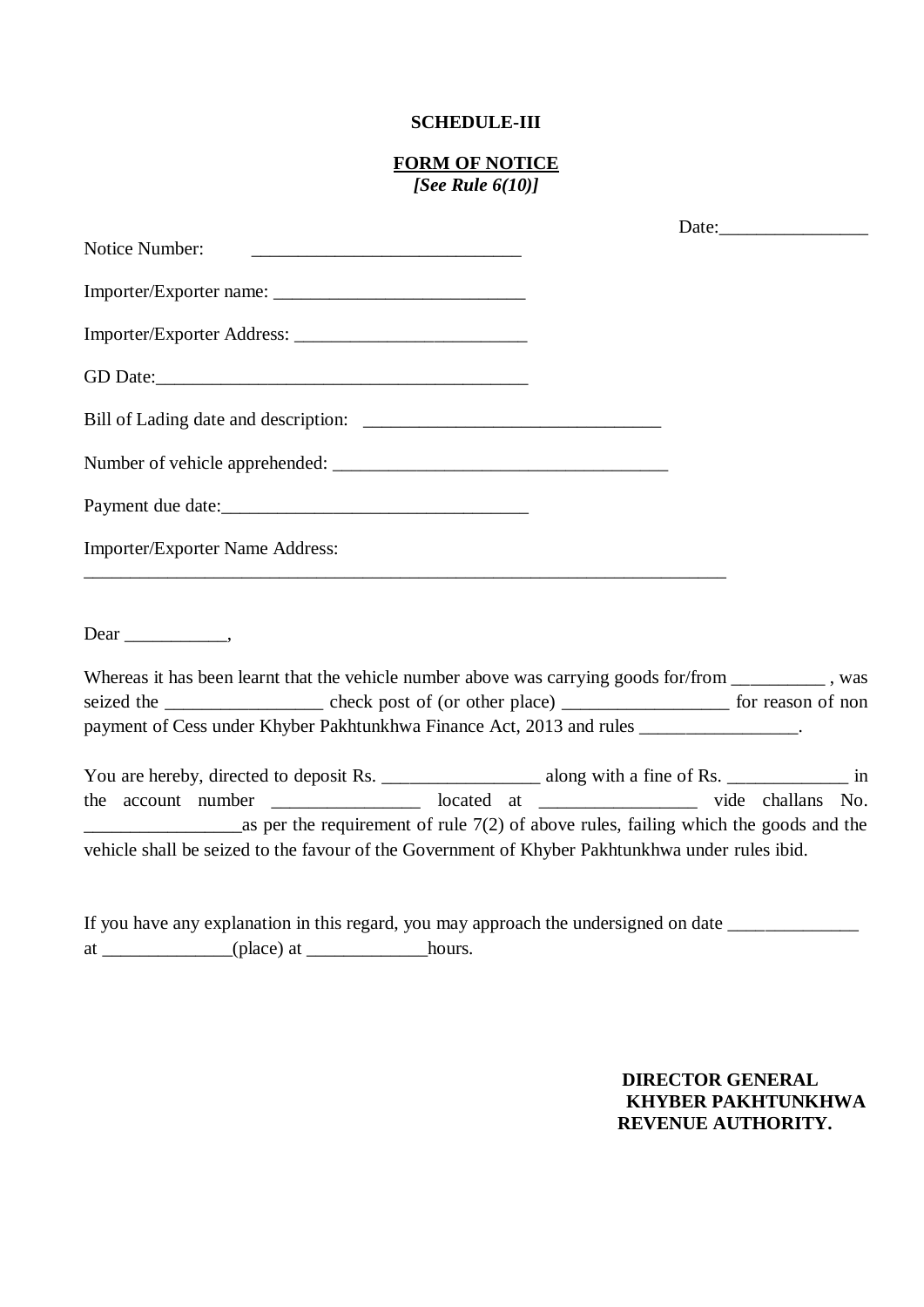**SCHEDULE-III**

**FORM OF NOTICE**
***[See Rule 6(10)]***

Date:________________

Notice Number: _____________________________

Importer/Exporter name: ___________________________

Importer/Exporter Address: _________________________

GD Date:________________________________________

Bill of Lading date and description: ________________________________

Number of vehicle apprehended: ____________________________________

Payment due date:_________________________________

Importer/Exporter Name Address:
________________________________________________________________________

Dear ___________,

Whereas it has been learnt that the vehicle number above was carrying goods for/from __________ , was seized the _________________ check post of (or other place) __________________ for reason of non payment of Cess under Khyber Pakhtunkhwa Finance Act, 2013 and rules _________________.

You are hereby, directed to deposit Rs. _________________ along with a fine of Rs. _____________ in the account number ________________ located at _________________ vide challans No. _________________as per the requirement of rule 7(2) of above rules, failing which the goods and the vehicle shall be seized to the favour of the Government of Khyber Pakhtunkhwa under rules ibid.

If you have any explanation in this regard, you may approach the undersigned on date ______________ at ______________(place) at _____________hours.

**DIRECTOR GENERAL**
**KHYBER PAKHTUNKHWA**
**REVENUE AUTHORITY.**